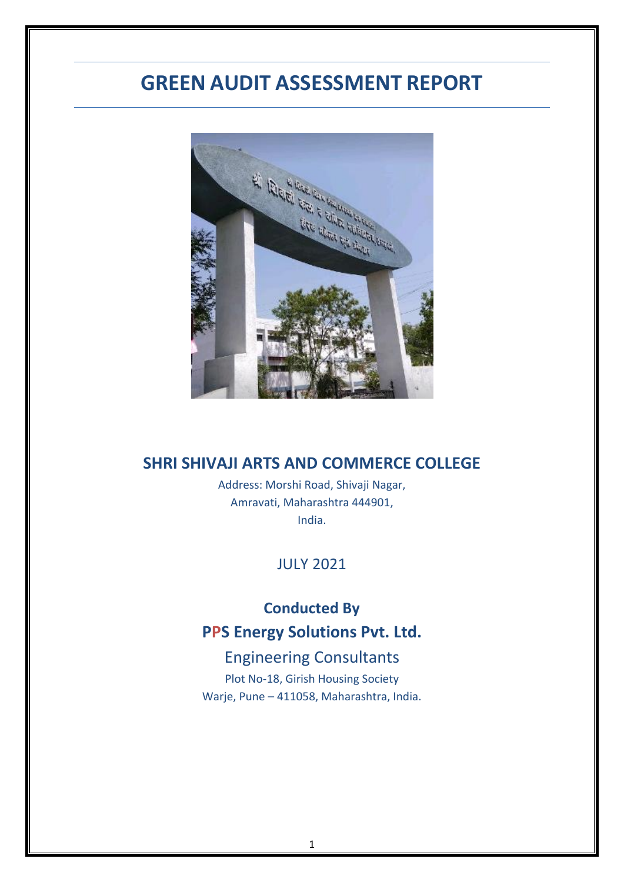# GREEN AUDIT ASSESSMENT REPORT

## SHRI SHIVAJI ARTS AND COMMERCE COLLEGE

Address: Morshi Road, Shivaji Nagar,
Amravati, Maharashtra 444901,
India.

JULY 2021

**Conducted By**

**PPS Energy Solutions Pvt. Ltd.**

Engineering Consultants

Plot No-18, Girish Housing Society
Warje, Pune – 411058, Maharashtra, India.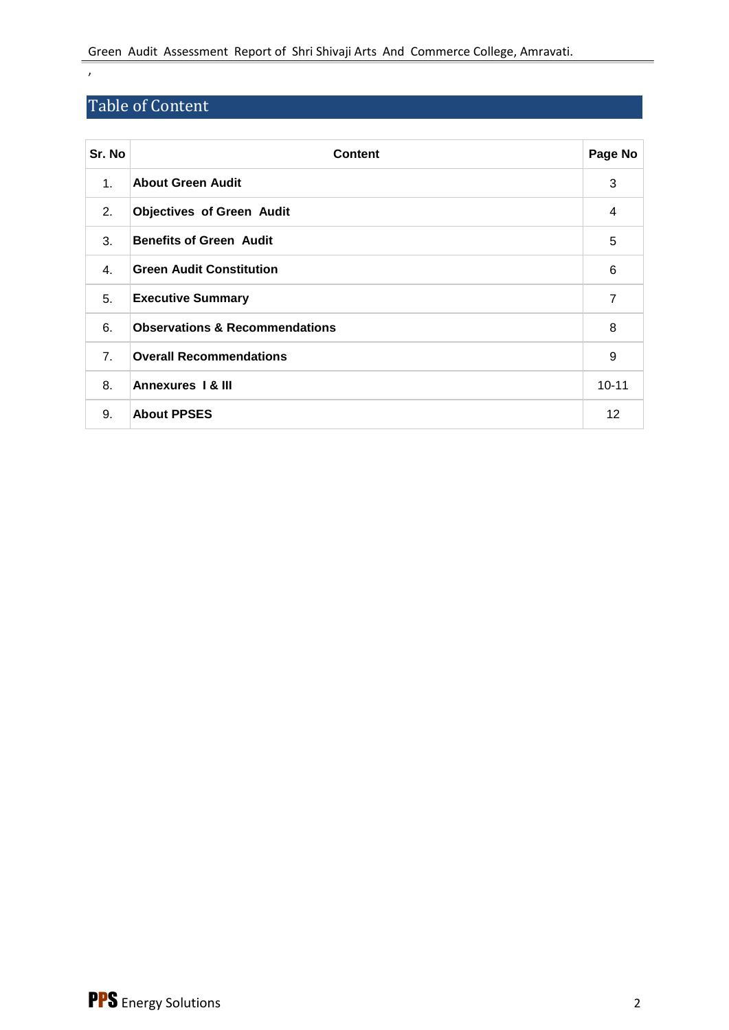## Table of Content

| Sr. No | Content | Page No |
|---|---|---|
| 1. | **About Green Audit** | 3 |
| 2. | **Objectives of Green Audit** | 4 |
| 3. | **Benefits of Green Audit** | 5 |
| 4. | **Green Audit Constitution** | 6 |
| 5. | **Executive Summary** | 7 |
| 6. | **Observations & Recommendations** | 8 |
| 7. | **Overall Recommendations** | 9 |
| 8. | **Annexures I & III** | 10-11 |
| 9. | **About PPSES** | 12 |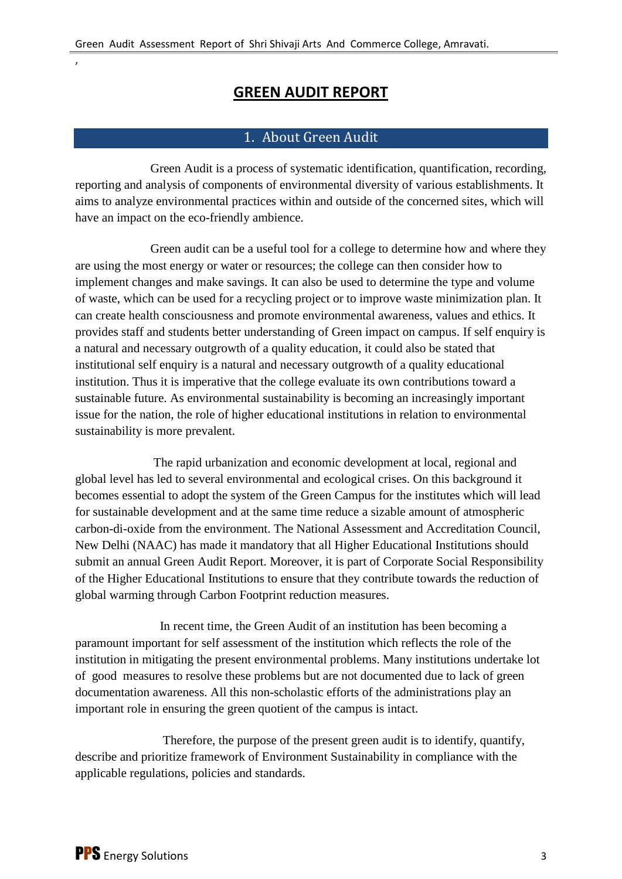# GREEN AUDIT REPORT

## 1. About Green Audit

Green Audit is a process of systematic identification, quantification, recording, reporting and analysis of components of environmental diversity of various establishments. It aims to analyze environmental practices within and outside of the concerned sites, which will have an impact on the eco-friendly ambience.

Green audit can be a useful tool for a college to determine how and where they are using the most energy or water or resources; the college can then consider how to implement changes and make savings. It can also be used to determine the type and volume of waste, which can be used for a recycling project or to improve waste minimization plan. It can create health consciousness and promote environmental awareness, values and ethics. It provides staff and students better understanding of Green impact on campus. If self enquiry is a natural and necessary outgrowth of a quality education, it could also be stated that institutional self enquiry is a natural and necessary outgrowth of a quality educational institution. Thus it is imperative that the college evaluate its own contributions toward a sustainable future. As environmental sustainability is becoming an increasingly important issue for the nation, the role of higher educational institutions in relation to environmental sustainability is more prevalent.

The rapid urbanization and economic development at local, regional and global level has led to several environmental and ecological crises. On this background it becomes essential to adopt the system of the Green Campus for the institutes which will lead for sustainable development and at the same time reduce a sizable amount of atmospheric carbon-di-oxide from the environment. The National Assessment and Accreditation Council, New Delhi (NAAC) has made it mandatory that all Higher Educational Institutions should submit an annual Green Audit Report. Moreover, it is part of Corporate Social Responsibility of the Higher Educational Institutions to ensure that they contribute towards the reduction of global warming through Carbon Footprint reduction measures.

In recent time, the Green Audit of an institution has been becoming a paramount important for self assessment of the institution which reflects the role of the institution in mitigating the present environmental problems. Many institutions undertake lot of good measures to resolve these problems but are not documented due to lack of green documentation awareness. All this non-scholastic efforts of the administrations play an important role in ensuring the green quotient of the campus is intact.

Therefore, the purpose of the present green audit is to identify, quantify, describe and prioritize framework of Environment Sustainability in compliance with the applicable regulations, policies and standards.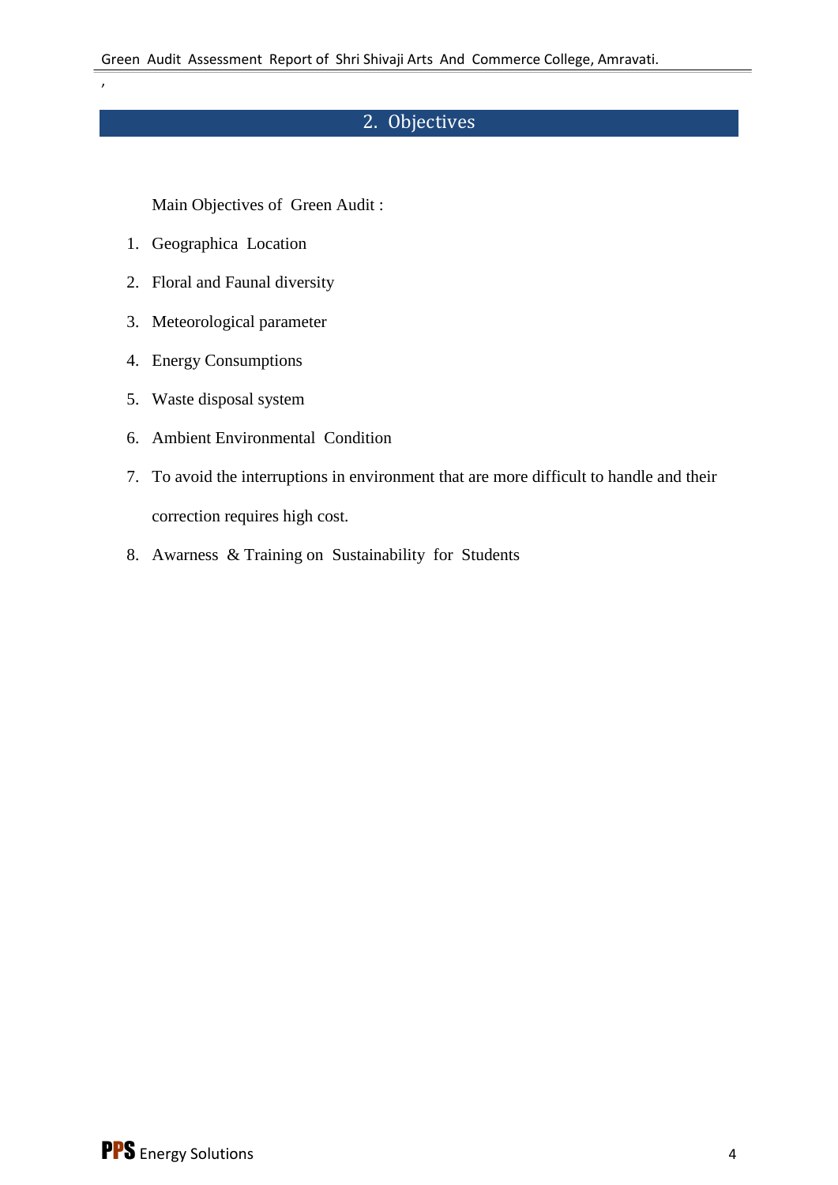## 2. Objectives

Main Objectives of Green Audit :

1. Geographica Location
2. Floral and Faunal diversity
3. Meteorological parameter
4. Energy Consumptions
5. Waste disposal system
6. Ambient Environmental Condition
7. To avoid the interruptions in environment that are more difficult to handle and their correction requires high cost.
8. Awarness & Training on Sustainability for Students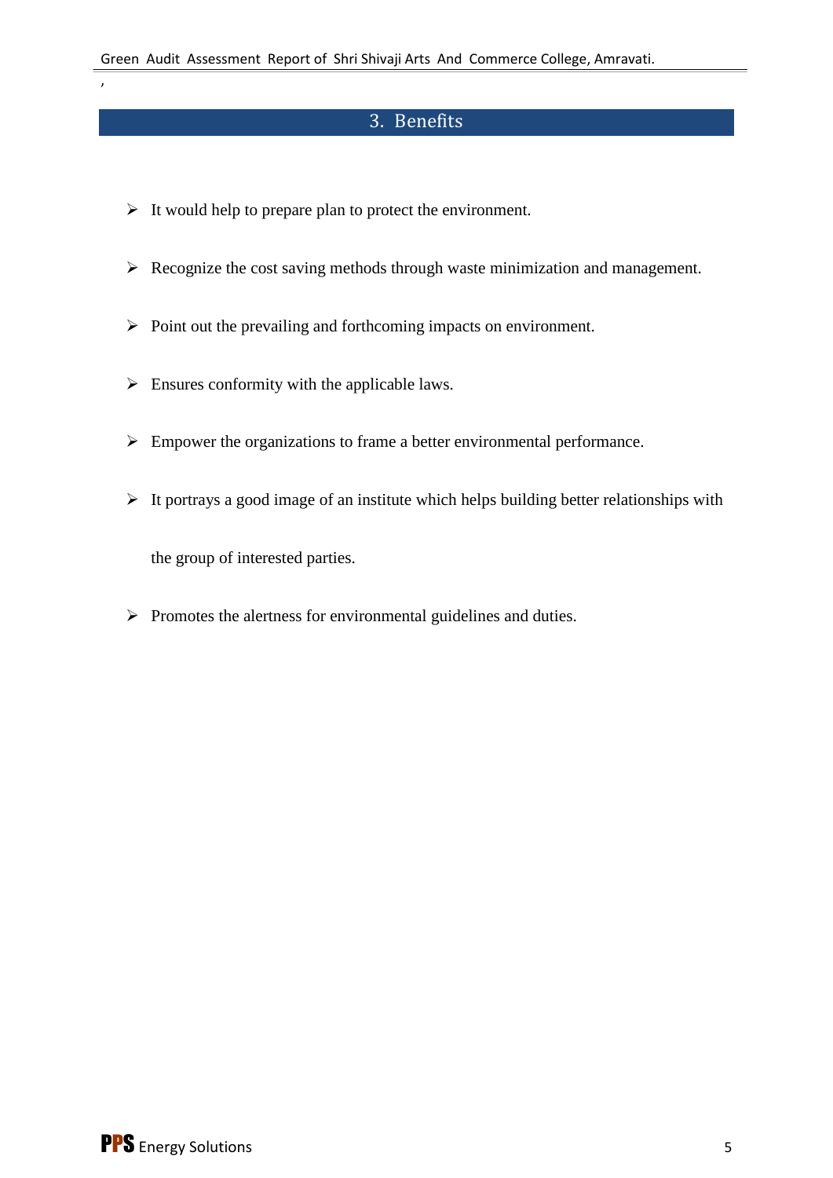# 3. Benefits

- It would help to prepare plan to protect the environment.
- Recognize the cost saving methods through waste minimization and management.
- Point out the prevailing and forthcoming impacts on environment.
- Ensures conformity with the applicable laws.
- Empower the organizations to frame a better environmental performance.
- It portrays a good image of an institute which helps building better relationships with the group of interested parties.
- Promotes the alertness for environmental guidelines and duties.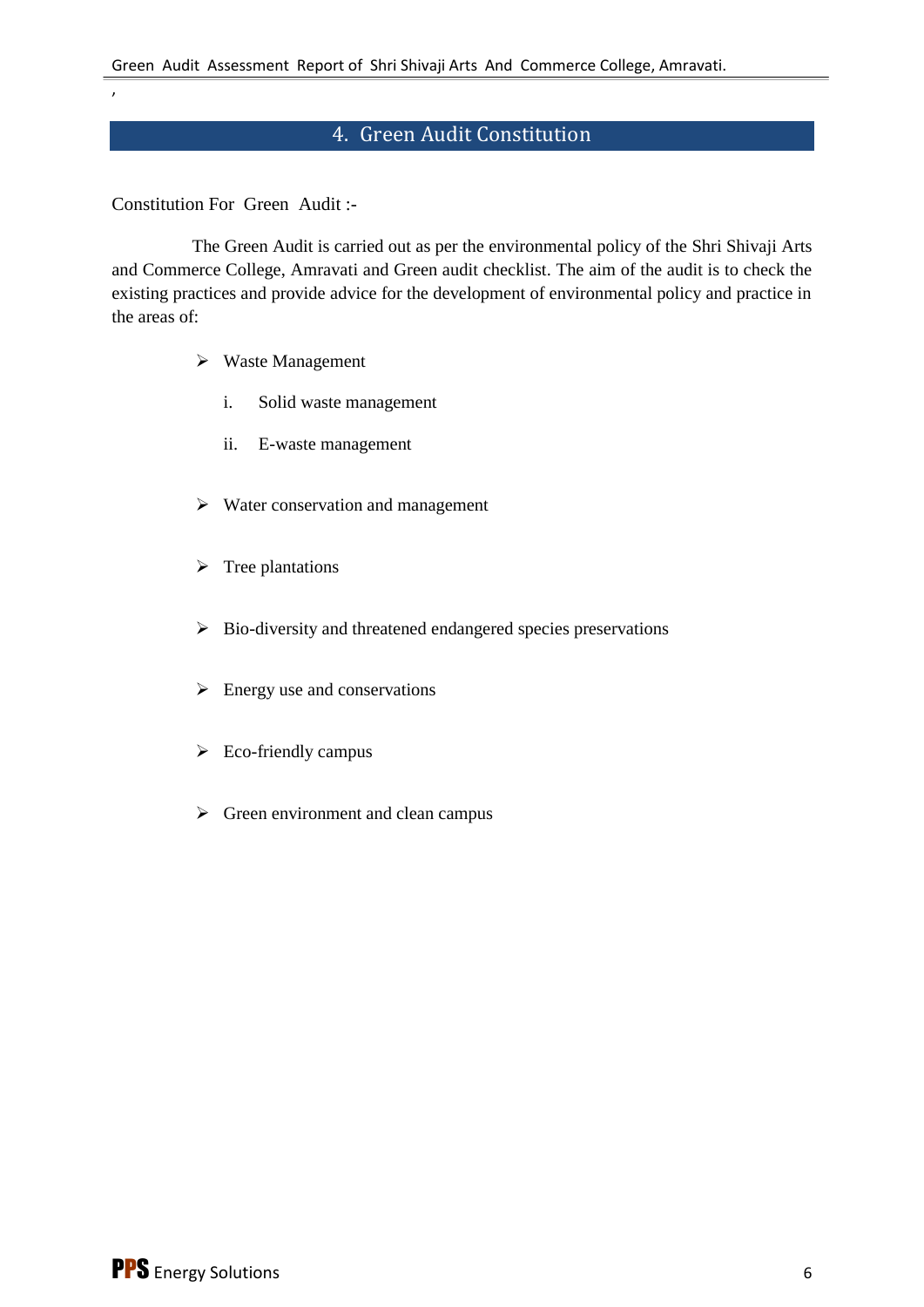## 4. Green Audit Constitution

Constitution For Green Audit :-

The Green Audit is carried out as per the environmental policy of the Shri Shivaji Arts and Commerce College, Amravati and Green audit checklist. The aim of the audit is to check the existing practices and provide advice for the development of environmental policy and practice in the areas of:

- Waste Management
  - i. Solid waste management
  - ii. E-waste management
- Water conservation and management
- Tree plantations
- Bio-diversity and threatened endangered species preservations
- Energy use and conservations
- Eco-friendly campus
- Green environment and clean campus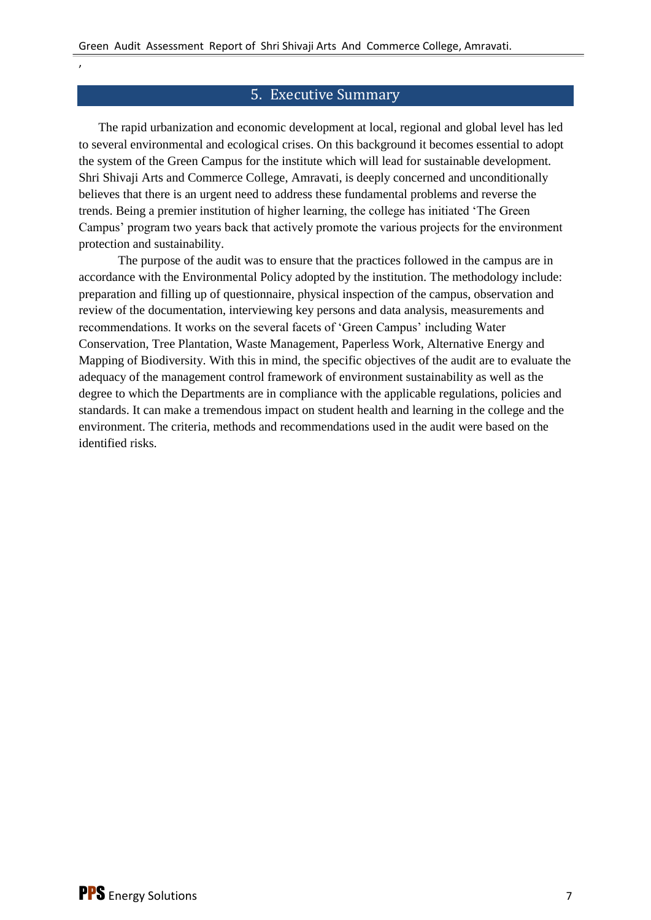## 5. Executive Summary

The rapid urbanization and economic development at local, regional and global level has led to several environmental and ecological crises. On this background it becomes essential to adopt the system of the Green Campus for the institute which will lead for sustainable development. Shri Shivaji Arts and Commerce College, Amravati, is deeply concerned and unconditionally believes that there is an urgent need to address these fundamental problems and reverse the trends. Being a premier institution of higher learning, the college has initiated 'The Green Campus' program two years back that actively promote the various projects for the environment protection and sustainability.

The purpose of the audit was to ensure that the practices followed in the campus are in accordance with the Environmental Policy adopted by the institution. The methodology include: preparation and filling up of questionnaire, physical inspection of the campus, observation and review of the documentation, interviewing key persons and data analysis, measurements and recommendations. It works on the several facets of 'Green Campus' including Water Conservation, Tree Plantation, Waste Management, Paperless Work, Alternative Energy and Mapping of Biodiversity. With this in mind, the specific objectives of the audit are to evaluate the adequacy of the management control framework of environment sustainability as well as the degree to which the Departments are in compliance with the applicable regulations, policies and standards. It can make a tremendous impact on student health and learning in the college and the environment. The criteria, methods and recommendations used in the audit were based on the identified risks.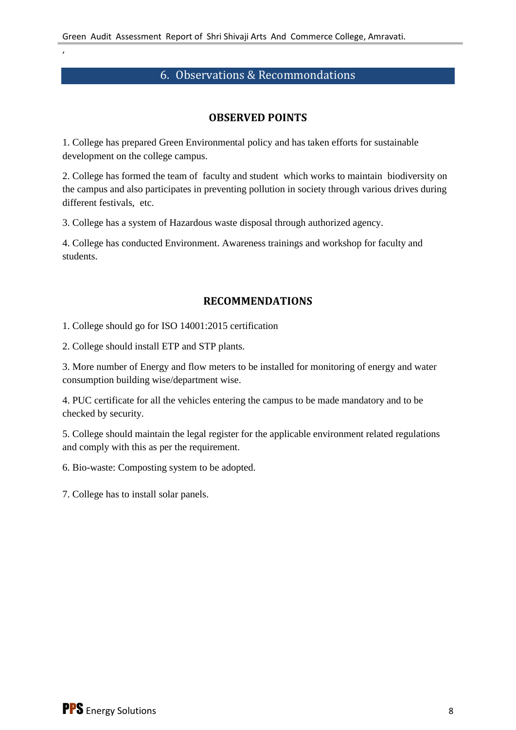## 6. Observations & Recommondations

### OBSERVED POINTS

1. College has prepared Green Environmental policy and has taken efforts for sustainable development on the college campus.

2. College has formed the team of faculty and student which works to maintain biodiversity on the campus and also participates in preventing pollution in society through various drives during different festivals, etc.

3. College has a system of Hazardous waste disposal through authorized agency.

4. College has conducted Environment. Awareness trainings and workshop for faculty and students.

### RECOMMENDATIONS

1. College should go for ISO 14001:2015 certification

2. College should install ETP and STP plants.

3. More number of Energy and flow meters to be installed for monitoring of energy and water consumption building wise/department wise.

4. PUC certificate for all the vehicles entering the campus to be made mandatory and to be checked by security.

5. College should maintain the legal register for the applicable environment related regulations and comply with this as per the requirement.

6. Bio-waste: Composting system to be adopted.

7. College has to install solar panels.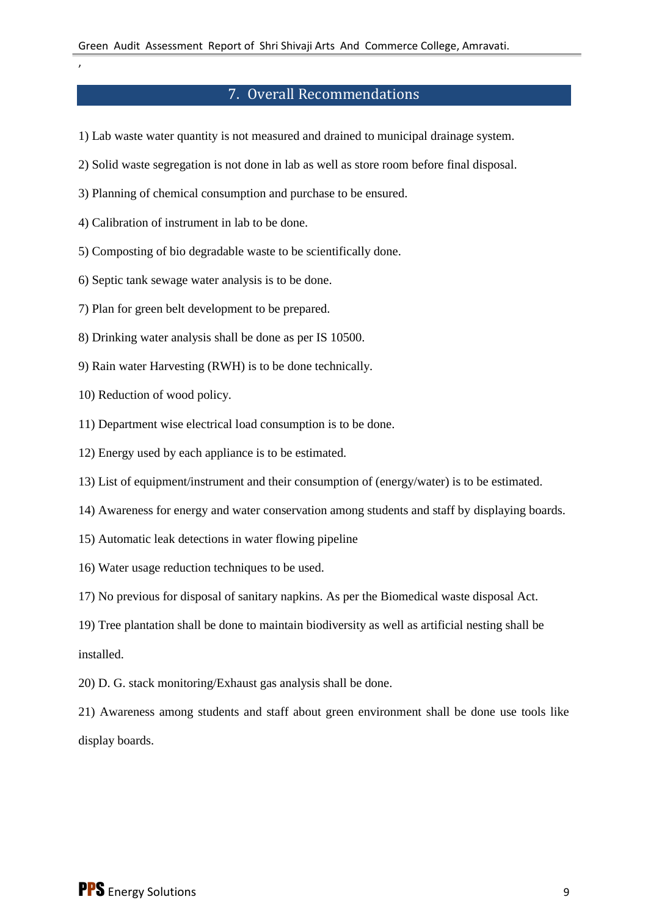## 7. Overall Recommendations

1) Lab waste water quantity is not measured and drained to municipal drainage system.

2) Solid waste segregation is not done in lab as well as store room before final disposal.

3) Planning of chemical consumption and purchase to be ensured.

4) Calibration of instrument in lab to be done.

5) Composting of bio degradable waste to be scientifically done.

6) Septic tank sewage water analysis is to be done.

7) Plan for green belt development to be prepared.

8) Drinking water analysis shall be done as per IS 10500.

9) Rain water Harvesting (RWH) is to be done technically.

10) Reduction of wood policy.

11) Department wise electrical load consumption is to be done.

12) Energy used by each appliance is to be estimated.

13) List of equipment/instrument and their consumption of (energy/water) is to be estimated.

14) Awareness for energy and water conservation among students and staff by displaying boards.

15) Automatic leak detections in water flowing pipeline

16) Water usage reduction techniques to be used.

17) No previous for disposal of sanitary napkins. As per the Biomedical waste disposal Act.

19) Tree plantation shall be done to maintain biodiversity as well as artificial nesting shall be installed.

20) D. G. stack monitoring/Exhaust gas analysis shall be done.

21) Awareness among students and staff about green environment shall be done use tools like display boards.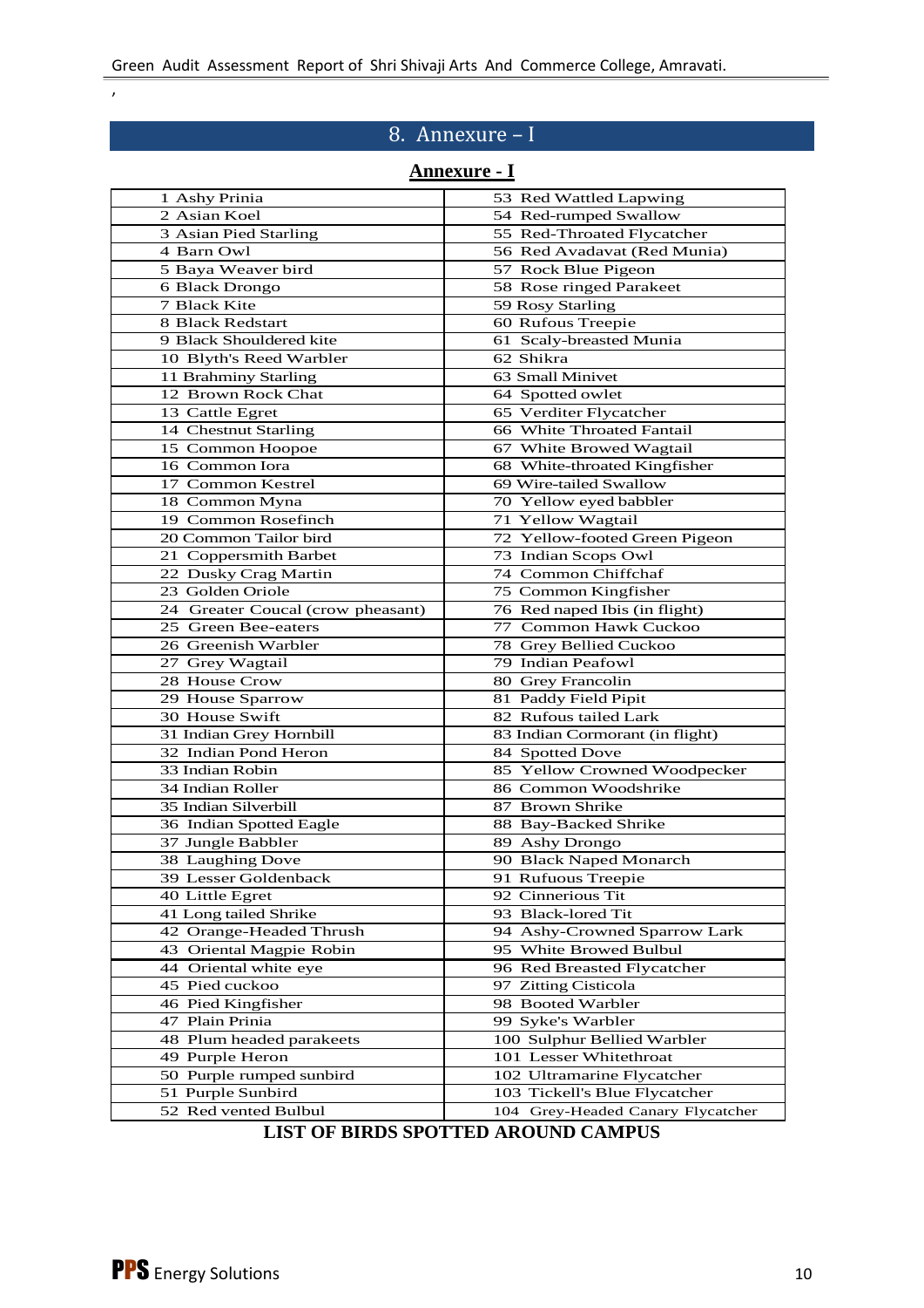# 8. Annexure – I

## Annexure - I

| 1 Ashy Prinia | 53 Red Wattled Lapwing |
|---|---|
| 2 Asian Koel | 54 Red-rumped Swallow |
| 3 Asian Pied Starling | 55 Red-Throated Flycatcher |
| 4 Barn Owl | 56 Red Avadavat (Red Munia) |
| 5 Baya Weaver bird | 57 Rock Blue Pigeon |
| 6 Black Drongo | 58 Rose ringed Parakeet |
| 7 Black Kite | 59 Rosy Starling |
| 8 Black Redstart | 60 Rufous Treepie |
| 9 Black Shouldered kite | 61 Scaly-breasted Munia |
| 10 Blyth's Reed Warbler | 62 Shikra |
| 11 Brahminy Starling | 63 Small Minivet |
| 12 Brown Rock Chat | 64 Spotted owlet |
| 13 Cattle Egret | 65 Verditer Flycatcher |
| 14 Chestnut Starling | 66 White Throated Fantail |
| 15 Common Hoopoe | 67 White Browed Wagtail |
| 16 Common Iora | 68 White-throated Kingfisher |
| 17 Common Kestrel | 69 Wire-tailed Swallow |
| 18 Common Myna | 70 Yellow eyed babbler |
| 19 Common Rosefinch | 71 Yellow Wagtail |
| 20 Common Tailor bird | 72 Yellow-footed Green Pigeon |
| 21 Coppersmith Barbet | 73 Indian Scops Owl |
| 22 Dusky Crag Martin | 74 Common Chiffchaf |
| 23 Golden Oriole | 75 Common Kingfisher |
| 24 Greater Coucal (crow pheasant) | 76 Red naped Ibis (in flight) |
| 25 Green Bee-eaters | 77 Common Hawk Cuckoo |
| 26 Greenish Warbler | 78 Grey Bellied Cuckoo |
| 27 Grey Wagtail | 79 Indian Peafowl |
| 28 House Crow | 80 Grey Francolin |
| 29 House Sparrow | 81 Paddy Field Pipit |
| 30 House Swift | 82 Rufous tailed Lark |
| 31 Indian Grey Hornbill | 83 Indian Cormorant (in flight) |
| 32 Indian Pond Heron | 84 Spotted Dove |
| 33 Indian Robin | 85 Yellow Crowned Woodpecker |
| 34 Indian Roller | 86 Common Woodshrike |
| 35 Indian Silverbill | 87 Brown Shrike |
| 36 Indian Spotted Eagle | 88 Bay-Backed Shrike |
| 37 Jungle Babbler | 89 Ashy Drongo |
| 38 Laughing Dove | 90 Black Naped Monarch |
| 39 Lesser Goldenback | 91 Rufuous Treepie |
| 40 Little Egret | 92 Cinnerious Tit |
| 41 Long tailed Shrike | 93 Black-lored Tit |
| 42 Orange-Headed Thrush | 94 Ashy-Crowned Sparrow Lark |
| 43 Oriental Magpie Robin | 95 White Browed Bulbul |
| 44 Oriental white eye | 96 Red Breasted Flycatcher |
| 45 Pied cuckoo | 97 Zitting Cisticola |
| 46 Pied Kingfisher | 98 Booted Warbler |
| 47 Plain Prinia | 99 Syke's Warbler |
| 48 Plum headed parakeets | 100 Sulphur Bellied Warbler |
| 49 Purple Heron | 101 Lesser Whitethroat |
| 50 Purple rumped sunbird | 102 Ultramarine Flycatcher |
| 51 Purple Sunbird | 103 Tickell's Blue Flycatcher |
| 52 Red vented Bulbul | 104 Grey-Headed Canary Flycatcher |

**LIST OF BIRDS SPOTTED AROUND CAMPUS**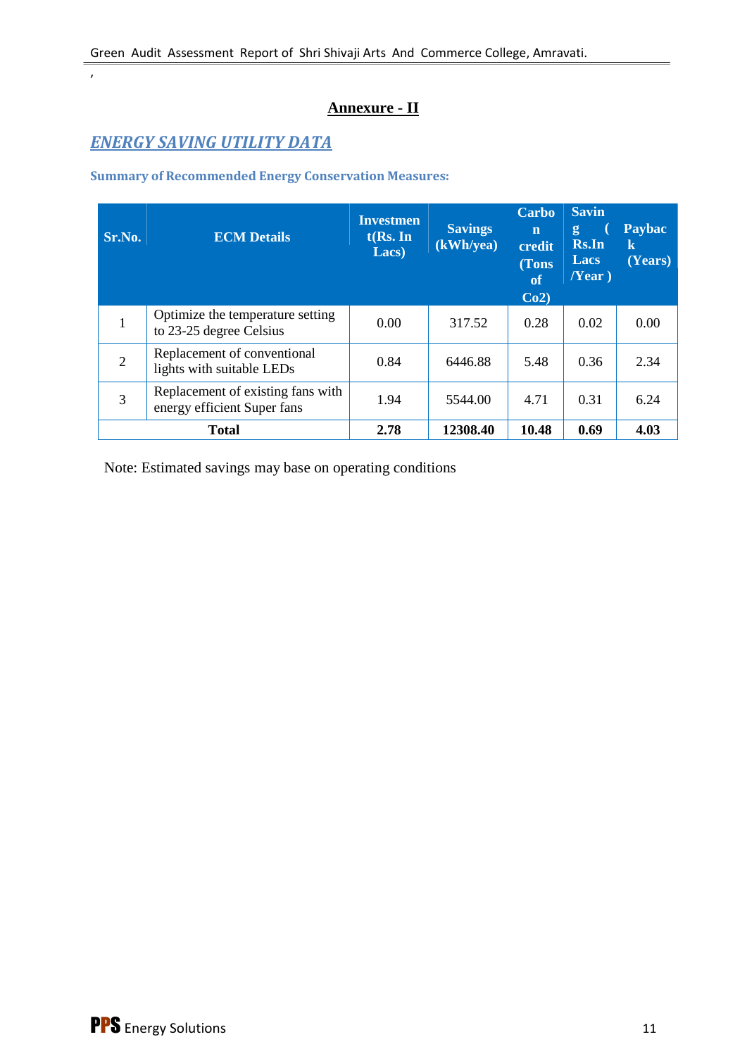## Annexure - II

### *ENERGY SAVING UTILITY DATA*

**Summary of Recommended Energy Conservation Measures:**

| Sr.No. | ECM Details | Investment(Rs. In Lacs) | Savings (kWh/yea) | Carbon credit (Tons of Co2) | Saving ( Rs.In Lacs /Year ) | Payback (Years) |
|---|---|---|---|---|---|---|
| 1 | Optimize the temperature setting to 23-25 degree Celsius | 0.00 | 317.52 | 0.28 | 0.02 | 0.00 |
| 2 | Replacement of conventional lights with suitable LEDs | 0.84 | 6446.88 | 5.48 | 0.36 | 2.34 |
| 3 | Replacement of existing fans with energy efficient Super fans | 1.94 | 5544.00 | 4.71 | 0.31 | 6.24 |
| **Total** | | **2.78** | **12308.40** | **10.48** | **0.69** | **4.03** |

Note: Estimated savings may base on operating conditions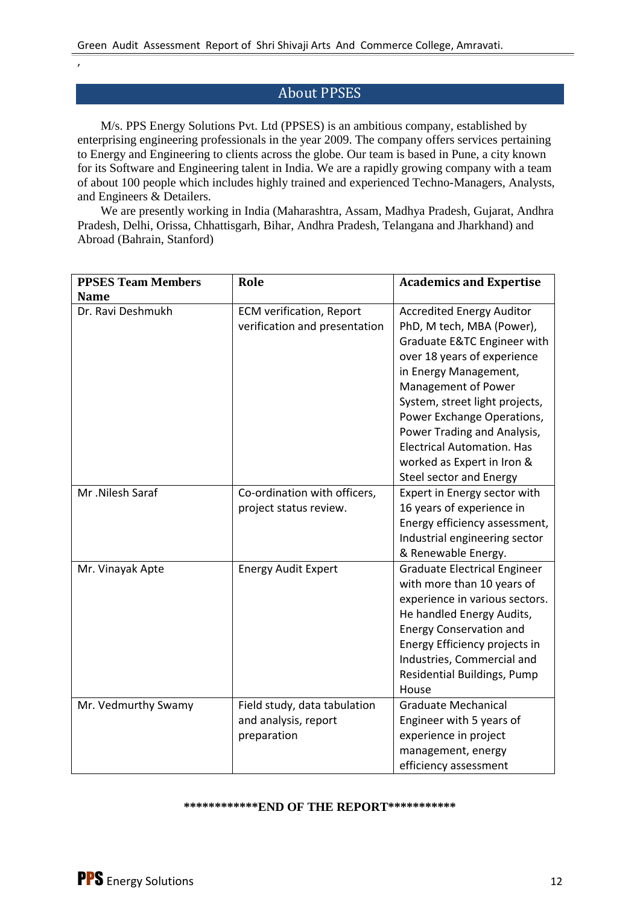,

## About PPSES

M/s. PPS Energy Solutions Pvt. Ltd (PPSES) is an ambitious company, established by enterprising engineering professionals in the year 2009. The company offers services pertaining to Energy and Engineering to clients across the globe. Our team is based in Pune, a city known for its Software and Engineering talent in India. We are a rapidly growing company with a team of about 100 people which includes highly trained and experienced Techno-Managers, Analysts, and Engineers & Detailers.

We are presently working in India (Maharashtra, Assam, Madhya Pradesh, Gujarat, Andhra Pradesh, Delhi, Orissa, Chhattisgarh, Bihar, Andhra Pradesh, Telangana and Jharkhand) and Abroad (Bahrain, Stanford)

| PPSES Team Members Name | Role | Academics and Expertise |
|---|---|---|
| Dr. Ravi Deshmukh | ECM verification, Report verification and presentation | Accredited Energy Auditor PhD, M tech, MBA (Power), Graduate E&TC Engineer with over 18 years of experience in Energy Management, Management of Power System, street light projects, Power Exchange Operations, Power Trading and Analysis, Electrical Automation. Has worked as Expert in Iron & Steel sector and Energy |
| Mr .Nilesh Saraf | Co-ordination with officers, project status review. | Expert in Energy sector with 16 years of experience in Energy efficiency assessment, Industrial engineering sector & Renewable Energy. |
| Mr. Vinayak Apte | Energy Audit Expert | Graduate Electrical Engineer with more than 10 years of experience in various sectors. He handled Energy Audits, Energy Conservation and Energy Efficiency projects in Industries, Commercial and Residential Buildings, Pump House |
| Mr. Vedmurthy Swamy | Field study, data tabulation and analysis, report preparation | Graduate Mechanical Engineer with 5 years of experience in project management, energy efficiency assessment |

**\*\*\*\*\*\*\*\*\*\*\*\*END OF THE REPORT\*\*\*\*\*\*\*\*\*\*\***